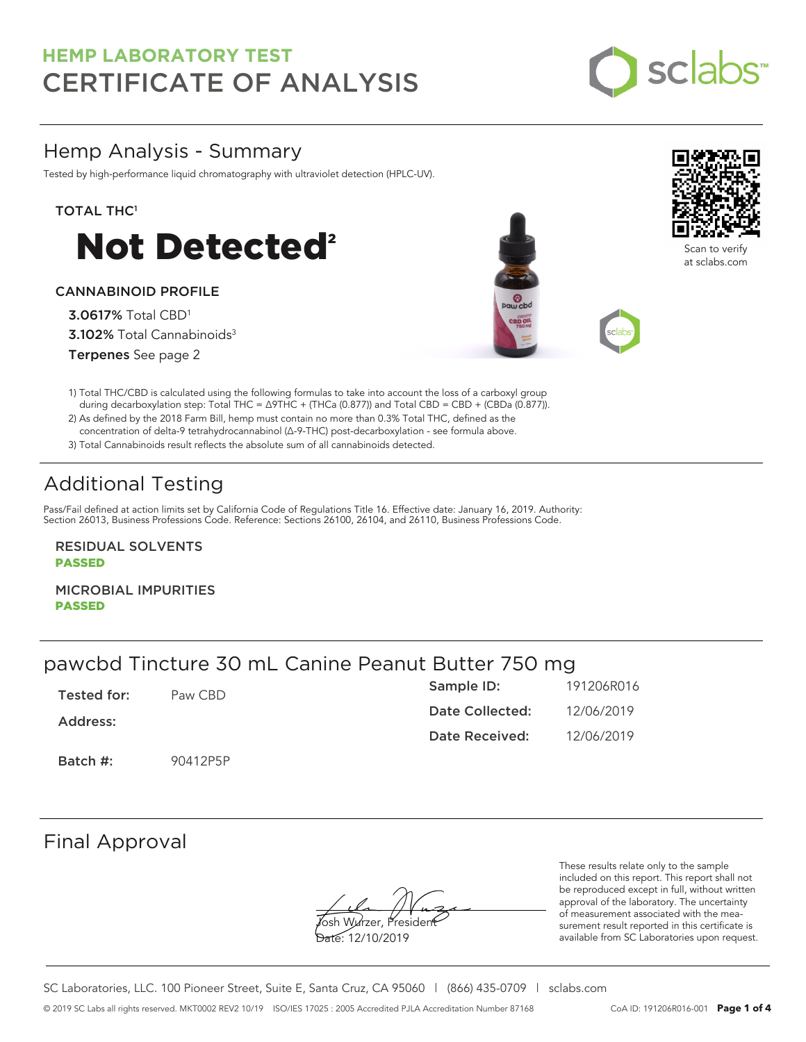# HEMP LABORATORY TEST
# CERTIFICATE OF ANALYSIS

## Hemp Analysis - Summary

Tested by high-performance liquid chromatography with ultraviolet detection (HPLC-UV).

**TOTAL THC**[1]

# Not Detected[2]

**CANNABINOID PROFILE**

**3.0617%** Total CBD[1]
**3.102%** Total Cannabinoids[3]
**Terpenes** See page 2

Scan to verify at sclabs.com

1) Total THC/CBD is calculated using the following formulas to take into account the loss of a carboxyl group during decarboxylation step: Total THC = Δ9THC + (THCa (0.877)) and Total CBD = CBD + (CBDa (0.877)).
2) As defined by the 2018 Farm Bill, hemp must contain no more than 0.3% Total THC, defined as the concentration of delta-9 tetrahydrocannabinol (Δ-9-THC) post-decarboxylation - see formula above.
3) Total Cannabinoids result reflects the absolute sum of all cannabinoids detected.

## Additional Testing

Pass/Fail defined at action limits set by California Code of Regulations Title 16. Effective date: January 16, 2019. Authority: Section 26013, Business Professions Code. Reference: Sections 26100, 26104, and 26110, Business Professions Code.

**RESIDUAL SOLVENTS**
**PASSED**

**MICROBIAL IMPURITIES**
**PASSED**

## pawcbd Tincture 30 mL Canine Peanut Butter 750 mg

| | | | |
|---|---|---|---|
| **Tested for:** | Paw CBD | **Sample ID:** | 191206R016 |
| **Address:** | | **Date Collected:** | 12/06/2019 |
| | | **Date Received:** | 12/06/2019 |
| **Batch #:** | 90412P5P | | |

## Final Approval

Josh Wurzer, President
Date: 12/10/2019

These results relate only to the sample included on this report. This report shall not be reproduced except in full, without written approval of the laboratory. The uncertainty of measurement associated with the measurement result reported in this certificate is available from SC Laboratories upon request.

SC Laboratories, LLC. 100 Pioneer Street, Suite E, Santa Cruz, CA 95060 | (866) 435-0709 | sclabs.com

© 2019 SC Labs all rights reserved. MKT0002 REV2 10/19 ISO/IES 17025 : 2005 Accredited PJLA Accreditation Number 87168 CoA ID: 191206R016-001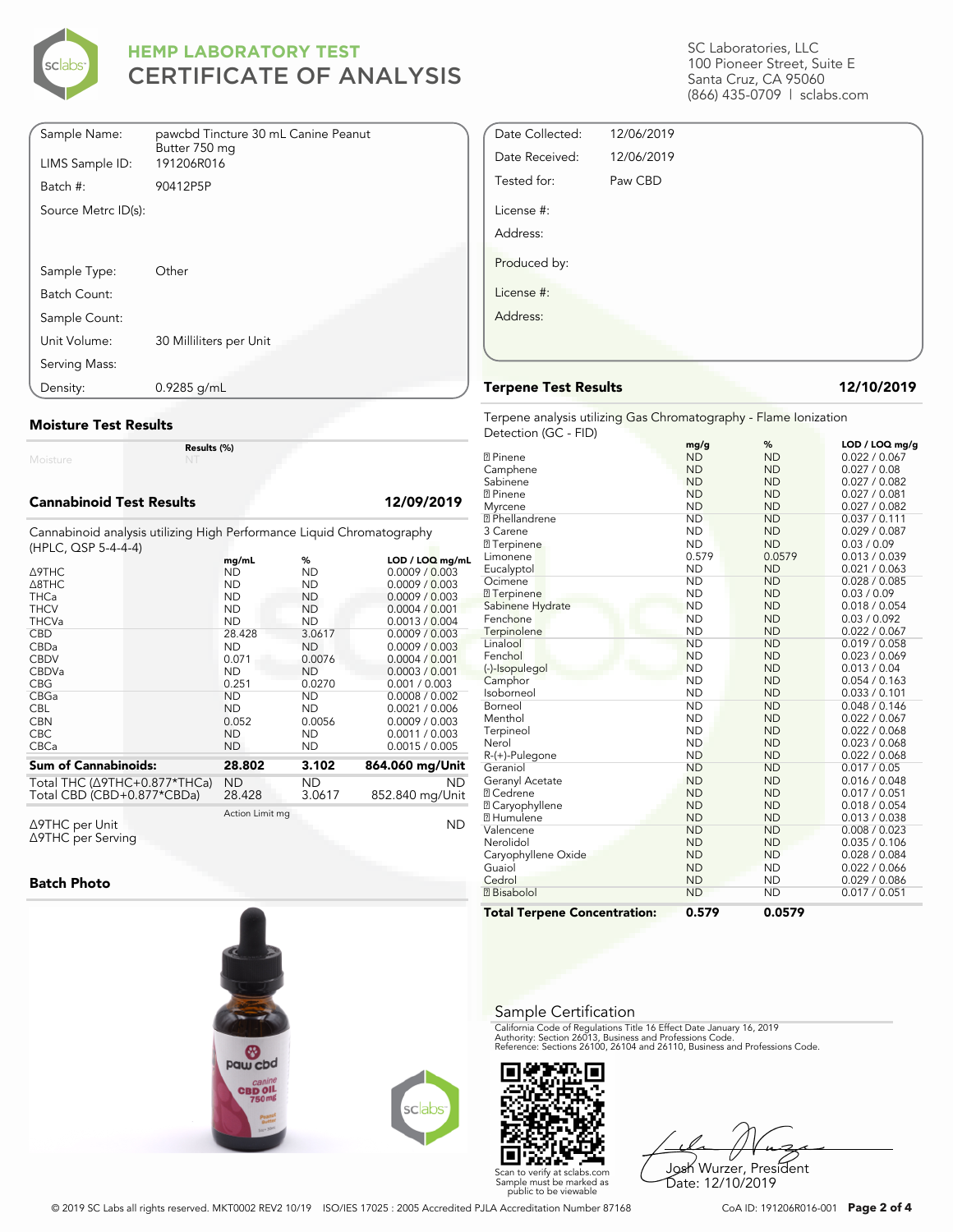# HEMP LABORATORY TEST CERTIFICATE OF ANALYSIS

SC Laboratories, LLC
100 Pioneer Street, Suite E
Santa Cruz, CA 95060
(866) 435-0709 | sclabs.com

| | |
|---|---|
| Sample Name: | pawcbd Tincture 30 mL Canine Peanut Butter 750 mg |
| LIMS Sample ID: | 191206R016 |
| Batch #: | 90412P5P |
| Source Metrc ID(s): | |
| Sample Type: | Other |
| Batch Count: | |
| Sample Count: | |
| Unit Volume: | 30 Milliliters per Unit |
| Serving Mass: | |
| Density: | 0.9285 g/mL |

| | |
|---|---|
| Date Collected: | 12/06/2019 |
| Date Received: | 12/06/2019 |
| Tested for: | Paw CBD |
| License #: | |
| Address: | |
| Produced by: | |
| License #: | |
| Address: | |

## Moisture Test Results

| | Results (%) |
|---|---|
| Moisture | NT |

## Cannabinoid Test Results — 12/09/2019

Cannabinoid analysis utilizing High Performance Liquid Chromatography (HPLC, QSP 5-4-4-4)

| | mg/mL | % | LOD / LOQ mg/mL |
|---|---|---|---|
| Δ9THC | ND | ND | 0.0009 / 0.003 |
| Δ8THC | ND | ND | 0.0009 / 0.003 |
| THCa | ND | ND | 0.0009 / 0.003 |
| THCV | ND | ND | 0.0004 / 0.001 |
| THCVa | ND | ND | 0.0013 / 0.004 |
| CBD | 28.428 | 3.0617 | 0.0009 / 0.003 |
| CBDa | ND | ND | 0.0009 / 0.003 |
| CBDV | 0.071 | 0.0076 | 0.0004 / 0.001 |
| CBDVa | ND | ND | 0.0003 / 0.001 |
| CBG | 0.251 | 0.0270 | 0.001 / 0.003 |
| CBGa | ND | ND | 0.0008 / 0.002 |
| CBL | ND | ND | 0.0021 / 0.006 |
| CBN | 0.052 | 0.0056 | 0.0009 / 0.003 |
| CBC | ND | ND | 0.0011 / 0.003 |
| CBCa | ND | ND | 0.0015 / 0.005 |
| **Sum of Cannabinoids:** | **28.802** | **3.102** | **864.060 mg/Unit** |
| Total THC (Δ9THC+0.877*THCa) | ND | ND | ND |
| Total CBD (CBD+0.877*CBDa) | 28.428 | 3.0617 | 852.840 mg/Unit |

| | Action Limit mg | |
|---|---|---|
| Δ9THC per Unit | | ND |
| Δ9THC per Serving | | |

## Batch Photo

## Terpene Test Results — 12/10/2019

Terpene analysis utilizing Gas Chromatography - Flame Ionization Detection (GC - FID)

| | mg/g | % | LOD / LOQ mg/g |
|---|---|---|---|
| ⍰ Pinene | ND | ND | 0.022 / 0.067 |
| Camphene | ND | ND | 0.027 / 0.08 |
| Sabinene | ND | ND | 0.027 / 0.082 |
| ⍰ Pinene | ND | ND | 0.027 / 0.081 |
| Myrcene | ND | ND | 0.027 / 0.082 |
| ⍰ Phellandrene | ND | ND | 0.037 / 0.111 |
| 3 Carene | ND | ND | 0.029 / 0.087 |
| ⍰ Terpinene | ND | ND | 0.03 / 0.09 |
| Limonene | 0.579 | 0.0579 | 0.013 / 0.039 |
| Eucalyptol | ND | ND | 0.021 / 0.063 |
| Ocimene | ND | ND | 0.028 / 0.085 |
| ⍰ Terpinene | ND | ND | 0.03 / 0.09 |
| Sabinene Hydrate | ND | ND | 0.018 / 0.054 |
| Fenchone | ND | ND | 0.03 / 0.092 |
| Terpinolene | ND | ND | 0.022 / 0.067 |
| Linalool | ND | ND | 0.019 / 0.058 |
| Fenchol | ND | ND | 0.023 / 0.069 |
| (-)-Isopulegol | ND | ND | 0.013 / 0.04 |
| Camphor | ND | ND | 0.054 / 0.163 |
| Isoborneol | ND | ND | 0.033 / 0.101 |
| Borneol | ND | ND | 0.048 / 0.146 |
| Menthol | ND | ND | 0.022 / 0.067 |
| Terpineol | ND | ND | 0.022 / 0.068 |
| Nerol | ND | ND | 0.023 / 0.068 |
| R-(+)-Pulegone | ND | ND | 0.022 / 0.068 |
| Geraniol | ND | ND | 0.017 / 0.05 |
| Geranyl Acetate | ND | ND | 0.016 / 0.048 |
| ⍰ Cedrene | ND | ND | 0.017 / 0.051 |
| ⍰ Caryophyllene | ND | ND | 0.018 / 0.054 |
| ⍰ Humulene | ND | ND | 0.013 / 0.038 |
| Valencene | ND | ND | 0.008 / 0.023 |
| Nerolidol | ND | ND | 0.035 / 0.106 |
| Caryophyllene Oxide | ND | ND | 0.028 / 0.084 |
| Guaiol | ND | ND | 0.022 / 0.066 |
| Cedrol | ND | ND | 0.029 / 0.086 |
| ⍰ Bisabolol | ND | ND | 0.017 / 0.051 |
| **Total Terpene Concentration:** | **0.579** | **0.0579** | |

## Sample Certification

California Code of Regulations Title 16 Effect Date January 16, 2019
Authority: Section 26013, Business and Professions Code.
Reference: Sections 26100, 26104 and 26110, Business and Professions Code.

Scan to verify at sclabs.com
Sample must be marked as public to be viewable

Josh Wurzer, President
Date: 12/10/2019

© 2019 SC Labs all rights reserved. MKT0002 REV2 10/19 ISO/IES 17025 : 2005 Accredited PJLA Accreditation Number 87168

CoA ID: 191206R016-001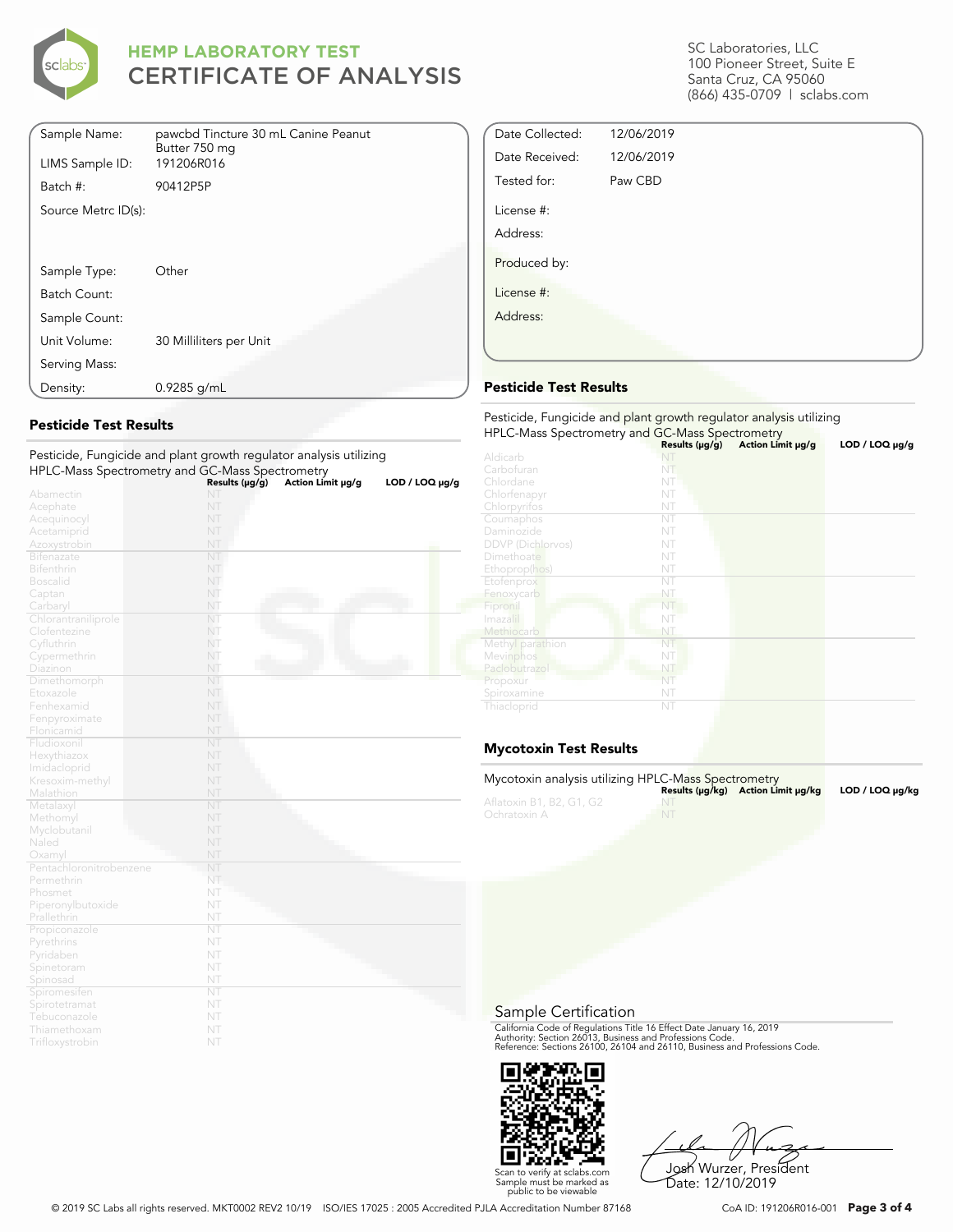# HEMP LABORATORY TEST
# CERTIFICATE OF ANALYSIS

SC Laboratories, LLC
100 Pioneer Street, Suite E
Santa Cruz, CA 95060
(866) 435-0709 | sclabs.com

| | |
|---|---|
| Sample Name: | pawcbd Tincture 30 mL Canine Peanut Butter 750 mg |
| LIMS Sample ID: | 191206R016 |
| Batch #: | 90412P5P |
| Source Metrc ID(s): | |
| Sample Type: | Other |
| Batch Count: | |
| Sample Count: | |
| Unit Volume: | 30 Milliliters per Unit |
| Serving Mass: | |
| Density: | 0.9285 g/mL |

| | |
|---|---|
| Date Collected: | 12/06/2019 |
| Date Received: | 12/06/2019 |
| Tested for: | Paw CBD |
| License #: | |
| Address: | |
| Produced by: | |
| License #: | |
| Address: | |

## Pesticide Test Results

Pesticide, Fungicide and plant growth regulator analysis utilizing HPLC-Mass Spectrometry and GC-Mass Spectrometry

| | Results (μg/g) | Action Limit μg/g | LOD / LOQ μg/g |
|---|---|---|---|
| Abamectin | NT | | |
| Acephate | NT | | |
| Acequinocyl | NT | | |
| Acetamiprid | NT | | |
| Azoxystrobin | NT | | |
| Bifenazate | NT | | |
| Bifenthrin | NT | | |
| Boscalid | NT | | |
| Captan | NT | | |
| Carbaryl | NT | | |
| Chlorantraniliprole | NT | | |
| Clofentezine | NT | | |
| Cyfluthrin | NT | | |
| Cypermethrin | NT | | |
| Diazinon | NT | | |
| Dimethomorph | NT | | |
| Etoxazole | NT | | |
| Fenhexamid | NT | | |
| Fenpyroximate | NT | | |
| Flonicamid | NT | | |
| Fludioxonil | NT | | |
| Hexythiazox | NT | | |
| Imidacloprid | NT | | |
| Kresoxim-methyl | NT | | |
| Malathion | NT | | |
| Metalaxyl | NT | | |
| Methomyl | NT | | |
| Myclobutanil | NT | | |
| Naled | NT | | |
| Oxamyl | NT | | |
| Pentachloronitrobenzene | NT | | |
| Permethrin | NT | | |
| Phosmet | NT | | |
| Piperonylbutoxide | NT | | |
| Prallethrin | NT | | |
| Propiconazole | NT | | |
| Pyrethrins | NT | | |
| Pyridaben | NT | | |
| Spinetoram | NT | | |
| Spinosad | NT | | |
| Spiromesifen | NT | | |
| Spirotetramat | NT | | |
| Tebuconazole | NT | | |
| Thiamethoxam | NT | | |
| Trifloxystrobin | NT | | |

## Pesticide Test Results

Pesticide, Fungicide and plant growth regulator analysis utilizing HPLC-Mass Spectrometry and GC-Mass Spectrometry

| | Results (μg/g) | Action Limit μg/g | LOD / LOQ μg/g |
|---|---|---|---|
| Aldicarb | NT | | |
| Carbofuran | NT | | |
| Chlordane | NT | | |
| Chlorfenapyr | NT | | |
| Chlorpyrifos | NT | | |
| Coumaphos | NT | | |
| Daminozide | NT | | |
| DDVP (Dichlorvos) | NT | | |
| Dimethoate | NT | | |
| Ethoprop(hos) | NT | | |
| Etofenprox | NT | | |
| Fenoxycarb | NT | | |
| Fipronil | NT | | |
| Imazalil | NT | | |
| Methiocarb | NT | | |
| Methyl parathion | NT | | |
| Mevinphos | NT | | |
| Paclobutrazol | NT | | |
| Propoxur | NT | | |
| Spiroxamine | NT | | |
| Thiacloprid | NT | | |

## Mycotoxin Test Results

Mycotoxin analysis utilizing HPLC-Mass Spectrometry

| | Results (μg/kg) | Action Limit μg/kg | LOD / LOQ μg/kg |
|---|---|---|---|
| Aflatoxin B1, B2, G1, G2 | NT | | |
| Ochratoxin A | NT | | |

## Sample Certification

California Code of Regulations Title 16 Effect Date January 16, 2019
Authority: Section 26013, Business and Professions Code.
Reference: Sections 26100, 26104 and 26110, Business and Professions Code.

Scan to verify at sclabs.com
Sample must be marked as public to be viewable

Josh Wurzer, President
Date: 12/10/2019

© 2019 SC Labs all rights reserved. MKT0002 REV2 10/19 ISO/IES 17025 : 2005 Accredited PJLA Accreditation Number 87168 CoA ID: 191206R016-001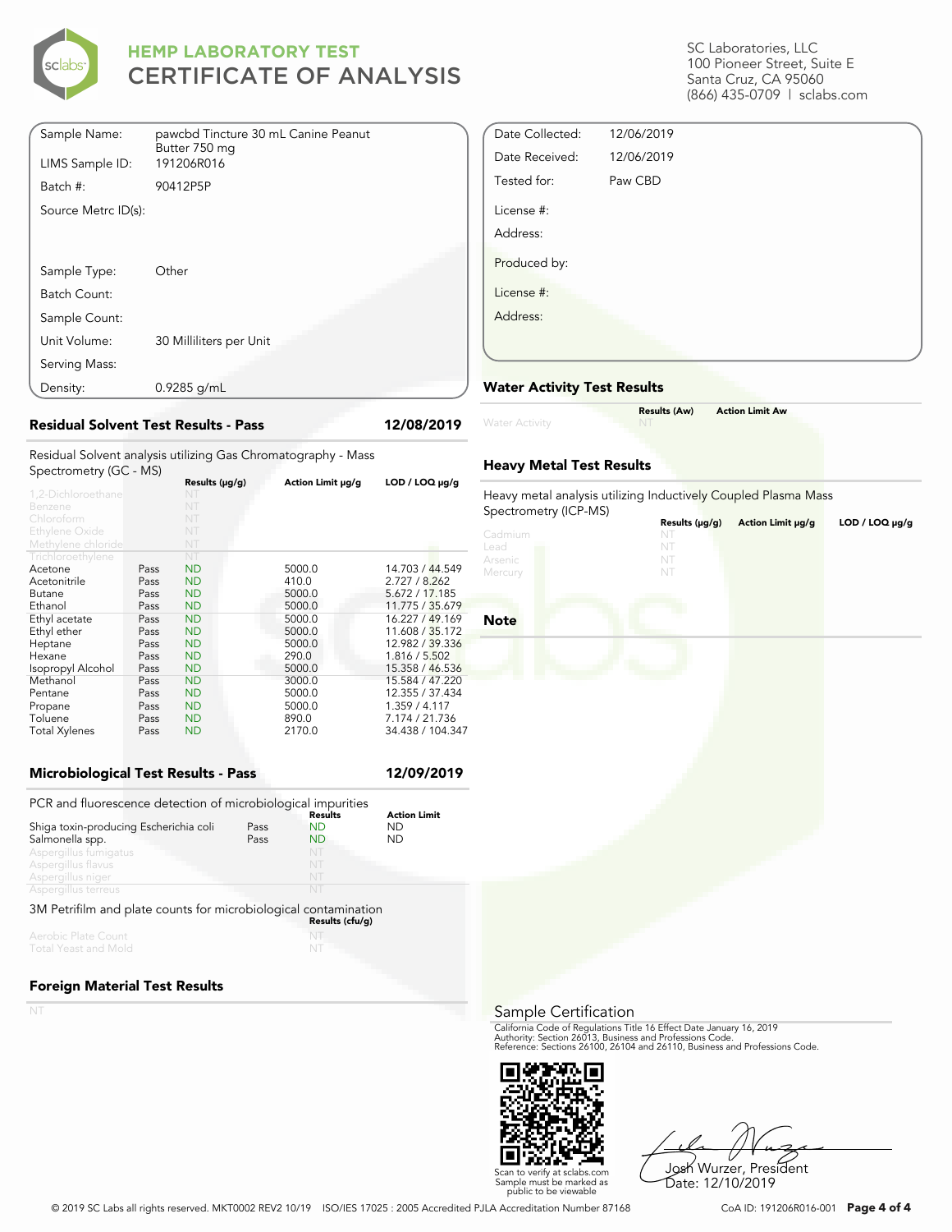# HEMP LABORATORY TEST
# CERTIFICATE OF ANALYSIS

SC Laboratories, LLC
100 Pioneer Street, Suite E
Santa Cruz, CA 95060
(866) 435-0709 | sclabs.com

| | |
|---|---|
| Sample Name: | pawcbd Tincture 30 mL Canine Peanut Butter 750 mg |
| LIMS Sample ID: | 191206R016 |
| Batch #: | 90412P5P |
| Source Metrc ID(s): | |
| Sample Type: | Other |
| Batch Count: | |
| Sample Count: | |
| Unit Volume: | 30 Milliliters per Unit |
| Serving Mass: | |
| Density: | 0.9285 g/mL |

| | |
|---|---|
| Date Collected: | 12/06/2019 |
| Date Received: | 12/06/2019 |
| Tested for: | Paw CBD |
| License #: | |
| Address: | |
| Produced by: | |
| License #: | |
| Address: | |

## Residual Solvent Test Results - Pass 12/08/2019

Residual Solvent analysis utilizing Gas Chromatography - Mass Spectrometry (GC - MS)

| | | Results (μg/g) | Action Limit μg/g | LOD / LOQ μg/g |
|---|---|---|---|---|
| 1,2-Dichloroethane | | NT | | |
| Benzene | | NT | | |
| Chloroform | | NT | | |
| Ethylene Oxide | | NT | | |
| Methylene chloride | | NT | | |
| Trichloroethylene | | NT | | |
| Acetone | Pass | ND | 5000.0 | 14.703 / 44.549 |
| Acetonitrile | Pass | ND | 410.0 | 2.727 / 8.262 |
| Butane | Pass | ND | 5000.0 | 5.672 / 17.185 |
| Ethanol | Pass | ND | 5000.0 | 11.775 / 35.679 |
| Ethyl acetate | Pass | ND | 5000.0 | 16.227 / 49.169 |
| Ethyl ether | Pass | ND | 5000.0 | 11.608 / 35.172 |
| Heptane | Pass | ND | 5000.0 | 12.982 / 39.336 |
| Hexane | Pass | ND | 290.0 | 1.816 / 5.502 |
| Isopropyl Alcohol | Pass | ND | 5000.0 | 15.358 / 46.536 |
| Methanol | Pass | ND | 3000.0 | 15.584 / 47.220 |
| Pentane | Pass | ND | 5000.0 | 12.355 / 37.434 |
| Propane | Pass | ND | 5000.0 | 1.359 / 4.117 |
| Toluene | Pass | ND | 890.0 | 7.174 / 21.736 |
| Total Xylenes | Pass | ND | 2170.0 | 34.438 / 104.347 |

## Microbiological Test Results - Pass 12/09/2019

PCR and fluorescence detection of microbiological impurities

| | | Results | Action Limit |
|---|---|---|---|
| Shiga toxin-producing Escherichia coli | Pass | ND | ND |
| Salmonella spp. | Pass | ND | ND |
| Aspergillus fumigatus | | NT | |
| Aspergillus flavus | | NT | |
| Aspergillus niger | | NT | |
| Aspergillus terreus | | NT | |

3M Petrifilm and plate counts for microbiological contamination

| | Results (cfu/g) |
|---|---|
| Aerobic Plate Count | NT |
| Total Yeast and Mold | NT |

## Foreign Material Test Results

NT

## Water Activity Test Results

| | Results (Aw) | Action Limit Aw |
|---|---|---|
| Water Activity | NT | |

## Heavy Metal Test Results

Heavy metal analysis utilizing Inductively Coupled Plasma Mass Spectrometry (ICP-MS)

| | Results (μg/g) | Action Limit μg/g | LOD / LOQ μg/g |
|---|---|---|---|
| Cadmium | NT | | |
| Lead | NT | | |
| Arsenic | NT | | |
| Mercury | NT | | |

## Note

## Sample Certification

California Code of Regulations Title 16 Effect Date January 16, 2019
Authority: Section 26013, Business and Professions Code.
Reference: Sections 26100, 26104 and 26110, Business and Professions Code.

Scan to verify at sclabs.com
Sample must be marked as public to be viewable

Josh Wurzer, President
Date: 12/10/2019

© 2019 SC Labs all rights reserved. MKT0002 REV2 10/19 ISO/IES 17025 : 2005 Accredited PJLA Accreditation Number 87168

CoA ID: 191206R016-001